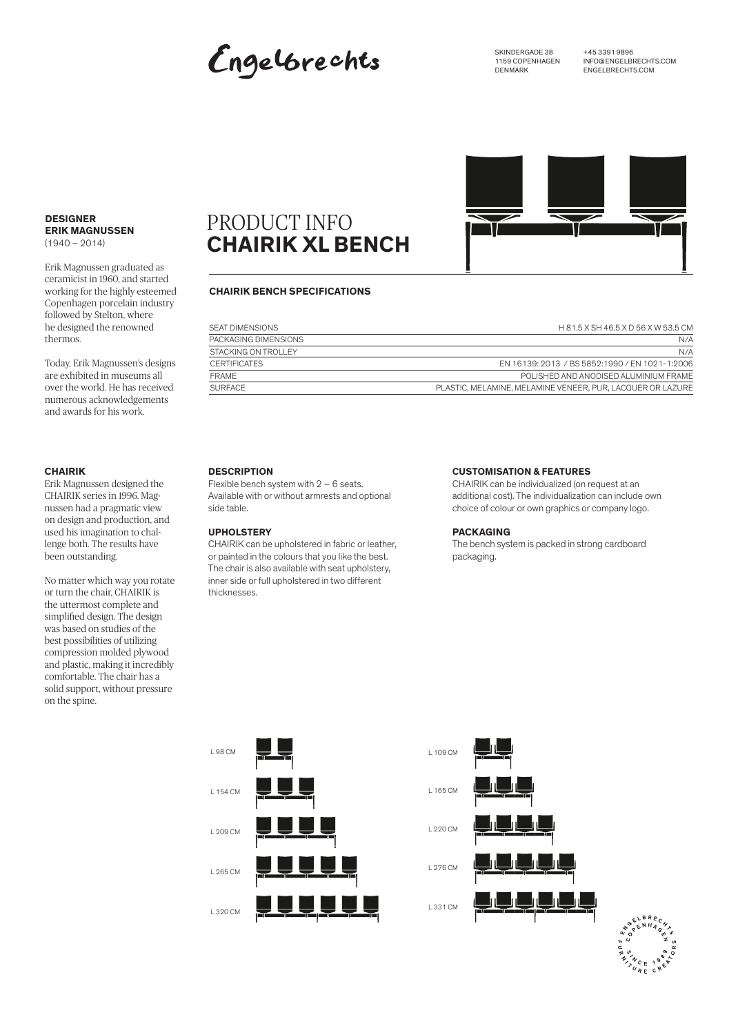Engelbrechts

SKINDERGADE 38
1159 COPENHAGEN
DENMARK

+45 3391 9896
INFO@ENGELBRECHTS.COM
ENGELBRECHTS.COM

**DESIGNER**
**ERIK MAGNUSSEN**
(1940 – 2014)

Erik Magnussen graduated as ceramicist in 1960, and started working for the highly esteemed Copenhagen porcelain industry followed by Stelton, where he designed the renowned thermos.

Today, Erik Magnussen's designs are exhibited in museums all over the world. He has received numerous acknowledgements and awards for his work.

# PRODUCT INFO
# CHAIRIK XL BENCH

## CHAIRIK BENCH SPECIFICATIONS

| | |
|---|---|
| SEAT DIMENSIONS | H 81.5 X SH 46.5 X D 56 X W 53.5 CM |
| PACKAGING DIMENSIONS | N/A |
| STACKING ON TROLLEY | N/A |
| CERTIFICATES | EN 16139: 2013 / BS 5852:1990 / EN 1021-1:2006 |
| FRAME | POLISHED AND ANODISED ALUMINIUM FRAME |
| SURFACE | PLASTIC, MELAMINE, MELAMINE VENEER, PUR, LACQUER OR LAZURE |

### CHAIRIK

Erik Magnussen designed the CHAIRIK series in 1996. Magnussen had a pragmatic view on design and production, and used his imagination to challenge both. The results have been outstanding.

No matter which way you rotate or turn the chair, CHAIRIK is the uttermost complete and simplified design. The design was based on studies of the best possibilities of utilizing compression molded plywood and plastic, making it incredibly comfortable. The chair has a solid support, without pressure on the spine.

### DESCRIPTION

Flexible bench system with 2 – 6 seats. Available with or without armrests and optional side table.

### UPHOLSTERY

CHAIRIK can be upholstered in fabric or leather, or painted in the colours that you like the best. The chair is also available with seat upholstery, inner side or full upholstered in two different thicknesses.

### CUSTOMISATION & FEATURES

CHAIRIK can be individualized (on request at an additional cost). The individualization can include own choice of colour or own graphics or company logo.

### PACKAGING

The bench system is packed in strong cardboard packaging.

L 98 CM

L 154 CM

L 209 CM

L 265 CM

L 320 CM

L 109 CM

L 165 CM

L 220 CM

L 276 CM

L 331 CM

ENGELBRECHTS COPENHAGEN FURNITURE CREATORS SINCE 1989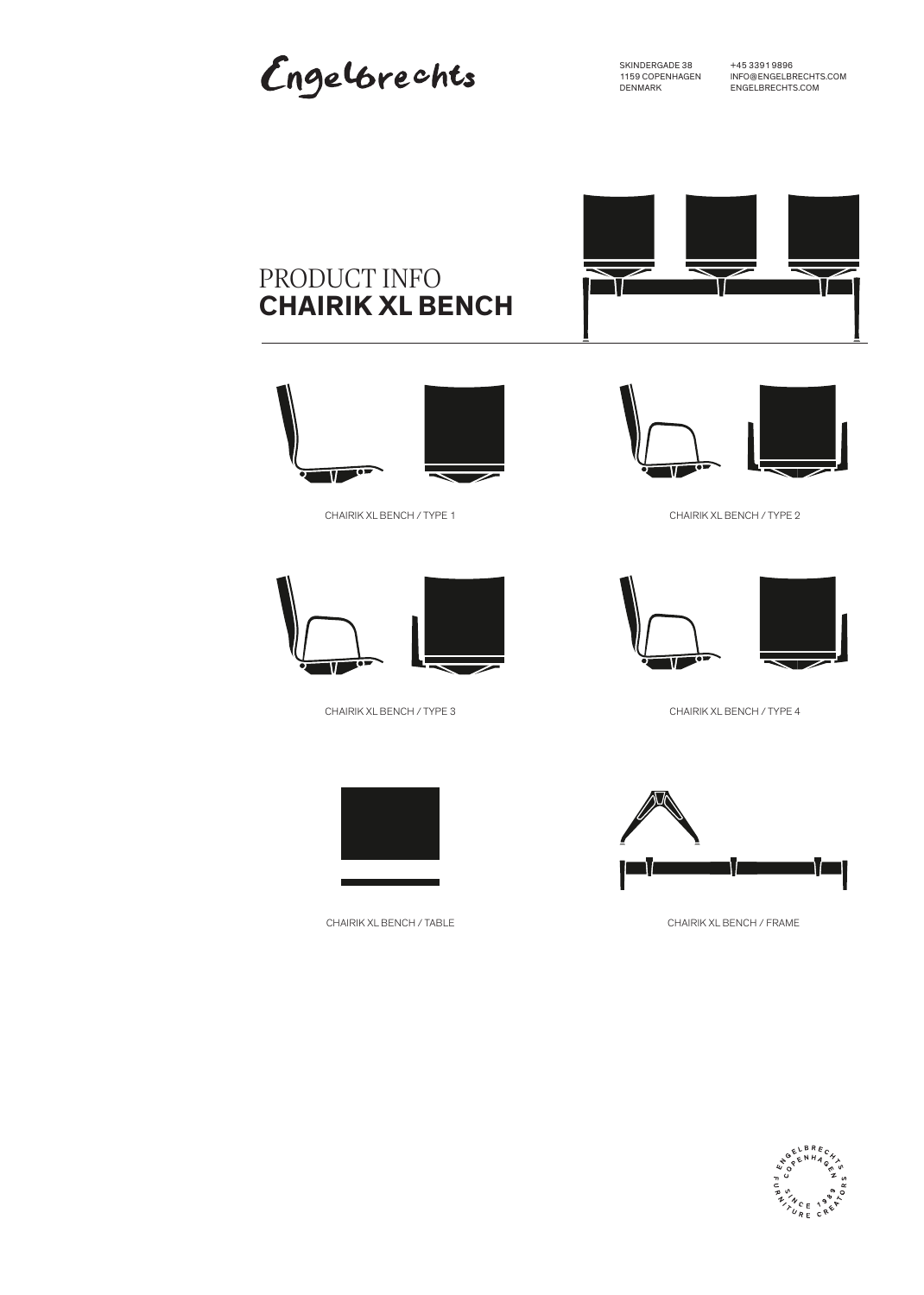Engelbrechts

SKINDERGADE 38
1159 COPENHAGEN
DENMARK

+45 3391 9896
INFO@ENGELBRECHTS.COM
ENGELBRECHTS.COM

# PRODUCT INFO
# **CHAIRIK XL BENCH**

CHAIRIK XL BENCH / TYPE 1

CHAIRIK XL BENCH / TYPE 2

CHAIRIK XL BENCH / TYPE 3

CHAIRIK XL BENCH / TYPE 4

CHAIRIK XL BENCH / TABLE

CHAIRIK XL BENCH / FRAME

ENGELBRECHTS COPENHAGEN FURNITURE CREATORS SINCE 1989